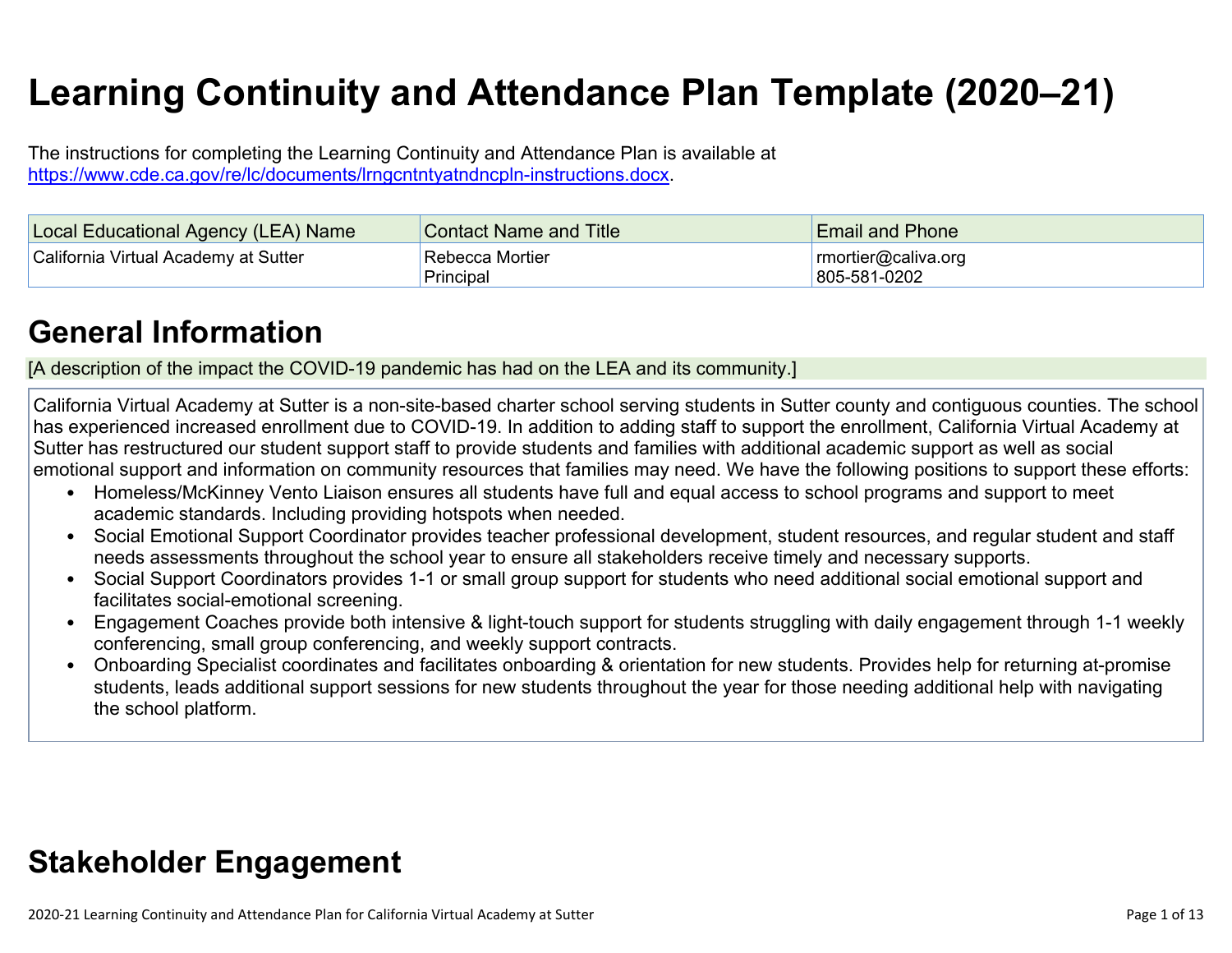# Learning Continuity and Attendance Plan Template (2020–21)

The instructions for completing the Learning Continuity and Attendance Plan is available at https://www.cde.ca.gov/re/lc/documents/lrngcntntyatndncpln-instructions.docx.

| Local Educational Agency (LEA) Name | Contact Name and Title | Email and Phone |
|---|---|---|
| California Virtual Academy at Sutter | Rebecca Mortier<br>Principal | rmortier@caliva.org<br>805-581-0202 |

## General Information

[A description of the impact the COVID-19 pandemic has had on the LEA and its community.]

California Virtual Academy at Sutter is a non-site-based charter school serving students in Sutter county and contiguous counties. The school has experienced increased enrollment due to COVID-19. In addition to adding staff to support the enrollment, California Virtual Academy at Sutter has restructured our student support staff to provide students and families with additional academic support as well as social emotional support and information on community resources that families may need. We have the following positions to support these efforts:

- Homeless/McKinney Vento Liaison ensures all students have full and equal access to school programs and support to meet academic standards. Including providing hotspots when needed.
- Social Emotional Support Coordinator provides teacher professional development, student resources, and regular student and staff needs assessments throughout the school year to ensure all stakeholders receive timely and necessary supports.
- Social Support Coordinators provides 1-1 or small group support for students who need additional social emotional support and facilitates social-emotional screening.
- Engagement Coaches provide both intensive & light-touch support for students struggling with daily engagement through 1-1 weekly conferencing, small group conferencing, and weekly support contracts.
- Onboarding Specialist coordinates and facilitates onboarding & orientation for new students. Provides help for returning at-promise students, leads additional support sessions for new students throughout the year for those needing additional help with navigating the school platform.

## Stakeholder Engagement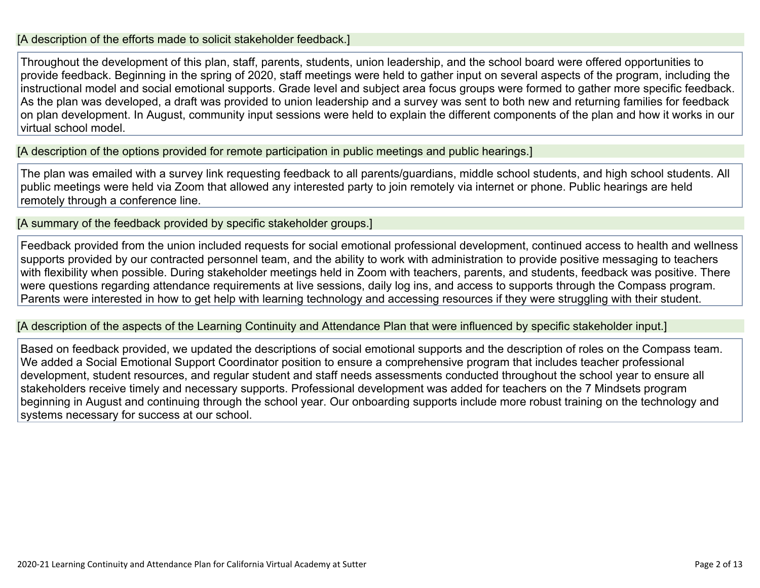[A description of the efforts made to solicit stakeholder feedback.]

Throughout the development of this plan, staff, parents, students, union leadership, and the school board were offered opportunities to provide feedback. Beginning in the spring of 2020, staff meetings were held to gather input on several aspects of the program, including the instructional model and social emotional supports. Grade level and subject area focus groups were formed to gather more specific feedback. As the plan was developed, a draft was provided to union leadership and a survey was sent to both new and returning families for feedback on plan development. In August, community input sessions were held to explain the different components of the plan and how it works in our virtual school model.

[A description of the options provided for remote participation in public meetings and public hearings.]

The plan was emailed with a survey link requesting feedback to all parents/guardians, middle school students, and high school students. All public meetings were held via Zoom that allowed any interested party to join remotely via internet or phone. Public hearings are held remotely through a conference line.

[A summary of the feedback provided by specific stakeholder groups.]

Feedback provided from the union included requests for social emotional professional development, continued access to health and wellness supports provided by our contracted personnel team, and the ability to work with administration to provide positive messaging to teachers with flexibility when possible. During stakeholder meetings held in Zoom with teachers, parents, and students, feedback was positive. There were questions regarding attendance requirements at live sessions, daily log ins, and access to supports through the Compass program. Parents were interested in how to get help with learning technology and accessing resources if they were struggling with their student.

[A description of the aspects of the Learning Continuity and Attendance Plan that were influenced by specific stakeholder input.]

Based on feedback provided, we updated the descriptions of social emotional supports and the description of roles on the Compass team. We added a Social Emotional Support Coordinator position to ensure a comprehensive program that includes teacher professional development, student resources, and regular student and staff needs assessments conducted throughout the school year to ensure all stakeholders receive timely and necessary supports. Professional development was added for teachers on the 7 Mindsets program beginning in August and continuing through the school year. Our onboarding supports include more robust training on the technology and systems necessary for success at our school.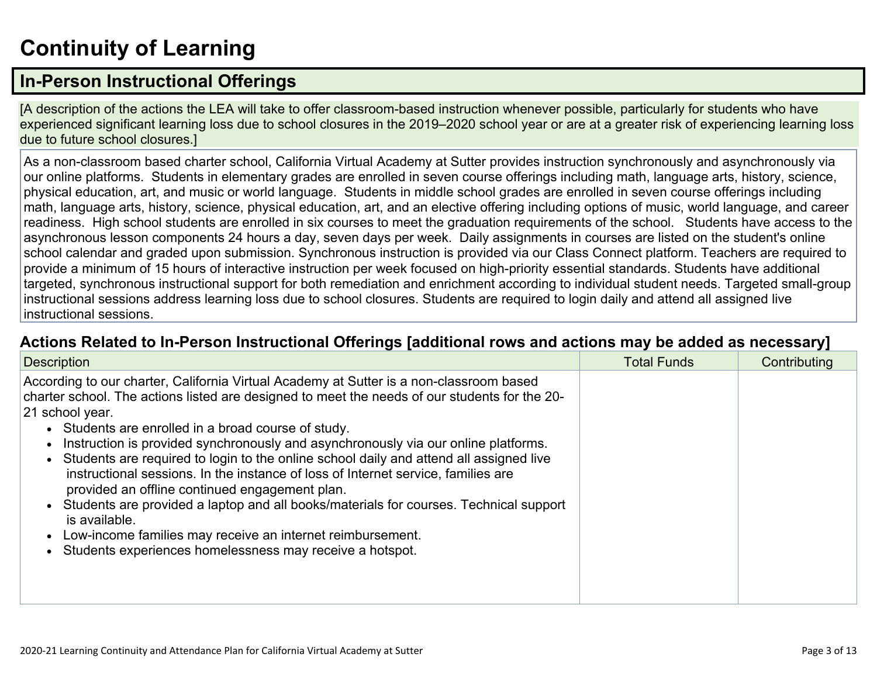# Continuity of Learning

## In-Person Instructional Offerings

[A description of the actions the LEA will take to offer classroom-based instruction whenever possible, particularly for students who have experienced significant learning loss due to school closures in the 2019–2020 school year or are at a greater risk of experiencing learning loss due to future school closures.]

As a non-classroom based charter school, California Virtual Academy at Sutter provides instruction synchronously and asynchronously via our online platforms. Students in elementary grades are enrolled in seven course offerings including math, language arts, history, science, physical education, art, and music or world language. Students in middle school grades are enrolled in seven course offerings including math, language arts, history, science, physical education, art, and an elective offering including options of music, world language, and career readiness. High school students are enrolled in six courses to meet the graduation requirements of the school. Students have access to the asynchronous lesson components 24 hours a day, seven days per week. Daily assignments in courses are listed on the student's online school calendar and graded upon submission. Synchronous instruction is provided via our Class Connect platform. Teachers are required to provide a minimum of 15 hours of interactive instruction per week focused on high-priority essential standards. Students have additional targeted, synchronous instructional support for both remediation and enrichment according to individual student needs. Targeted small-group instructional sessions address learning loss due to school closures. Students are required to login daily and attend all assigned live instructional sessions.

### Actions Related to In-Person Instructional Offerings [additional rows and actions may be added as necessary]

| Description | Total Funds | Contributing |
|---|---|---|
| According to our charter, California Virtual Academy at Sutter is a non-classroom based charter school. The actions listed are designed to meet the needs of our students for the 20-21 school year.<br>• Students are enrolled in a broad course of study.<br>• Instruction is provided synchronously and asynchronously via our online platforms.<br>• Students are required to login to the online school daily and attend all assigned live instructional sessions. In the instance of loss of Internet service, families are provided an offline continued engagement plan.<br>• Students are provided a laptop and all books/materials for courses. Technical support is available.<br>• Low-income families may receive an internet reimbursement.<br>• Students experiences homelessness may receive a hotspot. | | |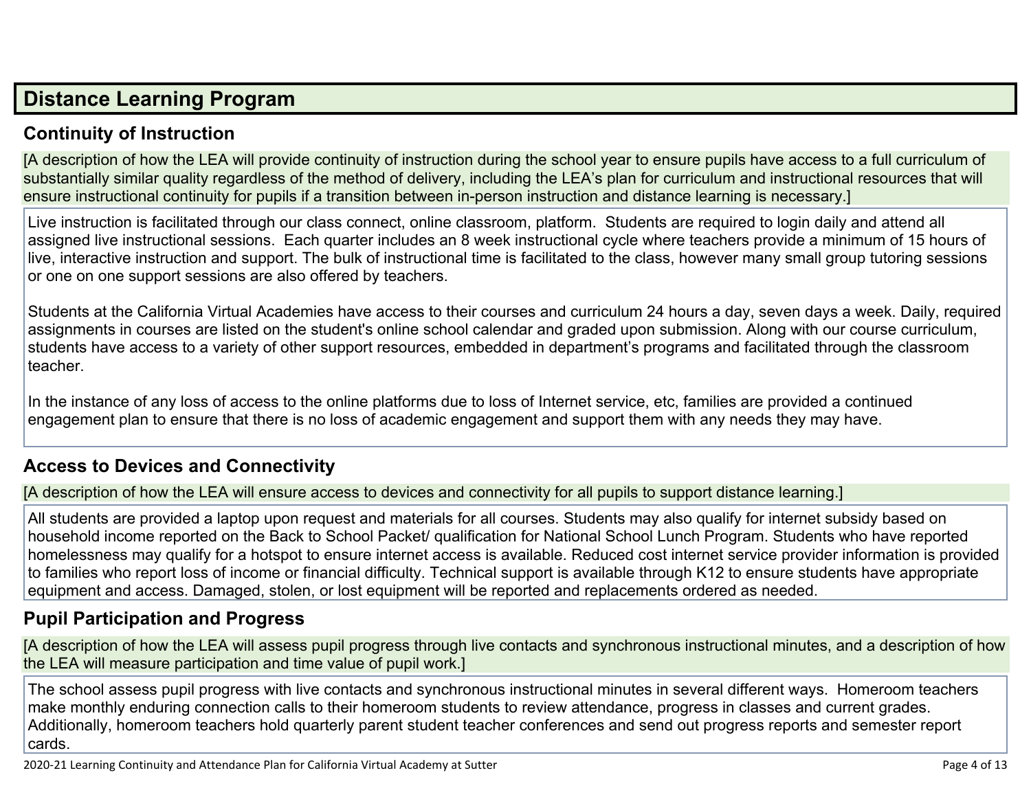# Distance Learning Program

## Continuity of Instruction

[A description of how the LEA will provide continuity of instruction during the school year to ensure pupils have access to a full curriculum of substantially similar quality regardless of the method of delivery, including the LEA's plan for curriculum and instructional resources that will ensure instructional continuity for pupils if a transition between in-person instruction and distance learning is necessary.]

Live instruction is facilitated through our class connect, online classroom, platform. Students are required to login daily and attend all assigned live instructional sessions. Each quarter includes an 8 week instructional cycle where teachers provide a minimum of 15 hours of live, interactive instruction and support. The bulk of instructional time is facilitated to the class, however many small group tutoring sessions or one on one support sessions are also offered by teachers.

Students at the California Virtual Academies have access to their courses and curriculum 24 hours a day, seven days a week. Daily, required assignments in courses are listed on the student's online school calendar and graded upon submission. Along with our course curriculum, students have access to a variety of other support resources, embedded in department's programs and facilitated through the classroom teacher.

In the instance of any loss of access to the online platforms due to loss of Internet service, etc, families are provided a continued engagement plan to ensure that there is no loss of academic engagement and support them with any needs they may have.

## Access to Devices and Connectivity

[A description of how the LEA will ensure access to devices and connectivity for all pupils to support distance learning.]

All students are provided a laptop upon request and materials for all courses. Students may also qualify for internet subsidy based on household income reported on the Back to School Packet/ qualification for National School Lunch Program. Students who have reported homelessness may qualify for a hotspot to ensure internet access is available. Reduced cost internet service provider information is provided to families who report loss of income or financial difficulty. Technical support is available through K12 to ensure students have appropriate equipment and access. Damaged, stolen, or lost equipment will be reported and replacements ordered as needed.

## Pupil Participation and Progress

[A description of how the LEA will assess pupil progress through live contacts and synchronous instructional minutes, and a description of how the LEA will measure participation and time value of pupil work.]

The school assess pupil progress with live contacts and synchronous instructional minutes in several different ways. Homeroom teachers make monthly enduring connection calls to their homeroom students to review attendance, progress in classes and current grades. Additionally, homeroom teachers hold quarterly parent student teacher conferences and send out progress reports and semester report cards.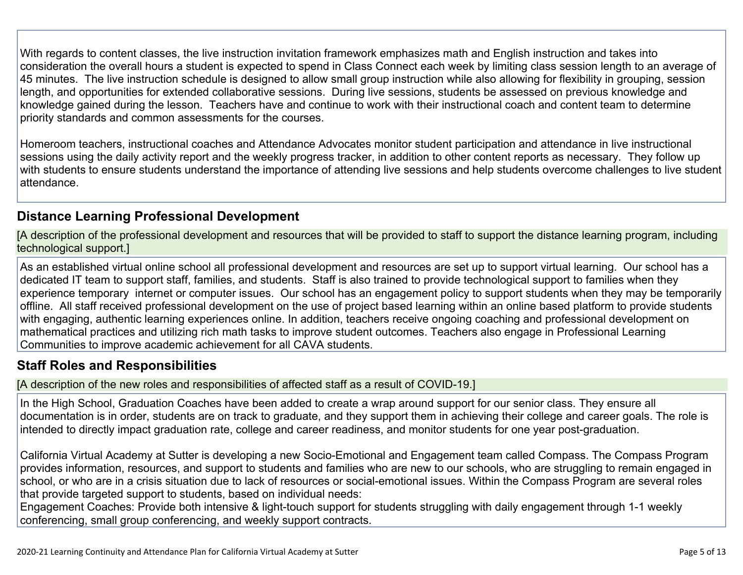With regards to content classes, the live instruction invitation framework emphasizes math and English instruction and takes into consideration the overall hours a student is expected to spend in Class Connect each week by limiting class session length to an average of 45 minutes. The live instruction schedule is designed to allow small group instruction while also allowing for flexibility in grouping, session length, and opportunities for extended collaborative sessions. During live sessions, students be assessed on previous knowledge and knowledge gained during the lesson. Teachers have and continue to work with their instructional coach and content team to determine priority standards and common assessments for the courses.

Homeroom teachers, instructional coaches and Attendance Advocates monitor student participation and attendance in live instructional sessions using the daily activity report and the weekly progress tracker, in addition to other content reports as necessary. They follow up with students to ensure students understand the importance of attending live sessions and help students overcome challenges to live student attendance.

## Distance Learning Professional Development

[A description of the professional development and resources that will be provided to staff to support the distance learning program, including technological support.]

As an established virtual online school all professional development and resources are set up to support virtual learning. Our school has a dedicated IT team to support staff, families, and students. Staff is also trained to provide technological support to families when they experience temporary internet or computer issues. Our school has an engagement policy to support students when they may be temporarily offline. All staff received professional development on the use of project based learning within an online based platform to provide students with engaging, authentic learning experiences online. In addition, teachers receive ongoing coaching and professional development on mathematical practices and utilizing rich math tasks to improve student outcomes. Teachers also engage in Professional Learning Communities to improve academic achievement for all CAVA students.

## Staff Roles and Responsibilities

[A description of the new roles and responsibilities of affected staff as a result of COVID-19.]

In the High School, Graduation Coaches have been added to create a wrap around support for our senior class. They ensure all documentation is in order, students are on track to graduate, and they support them in achieving their college and career goals. The role is intended to directly impact graduation rate, college and career readiness, and monitor students for one year post-graduation.

California Virtual Academy at Sutter is developing a new Socio-Emotional and Engagement team called Compass. The Compass Program provides information, resources, and support to students and families who are new to our schools, who are struggling to remain engaged in school, or who are in a crisis situation due to lack of resources or social-emotional issues. Within the Compass Program are several roles that provide targeted support to students, based on individual needs:
Engagement Coaches: Provide both intensive & light-touch support for students struggling with daily engagement through 1-1 weekly conferencing, small group conferencing, and weekly support contracts.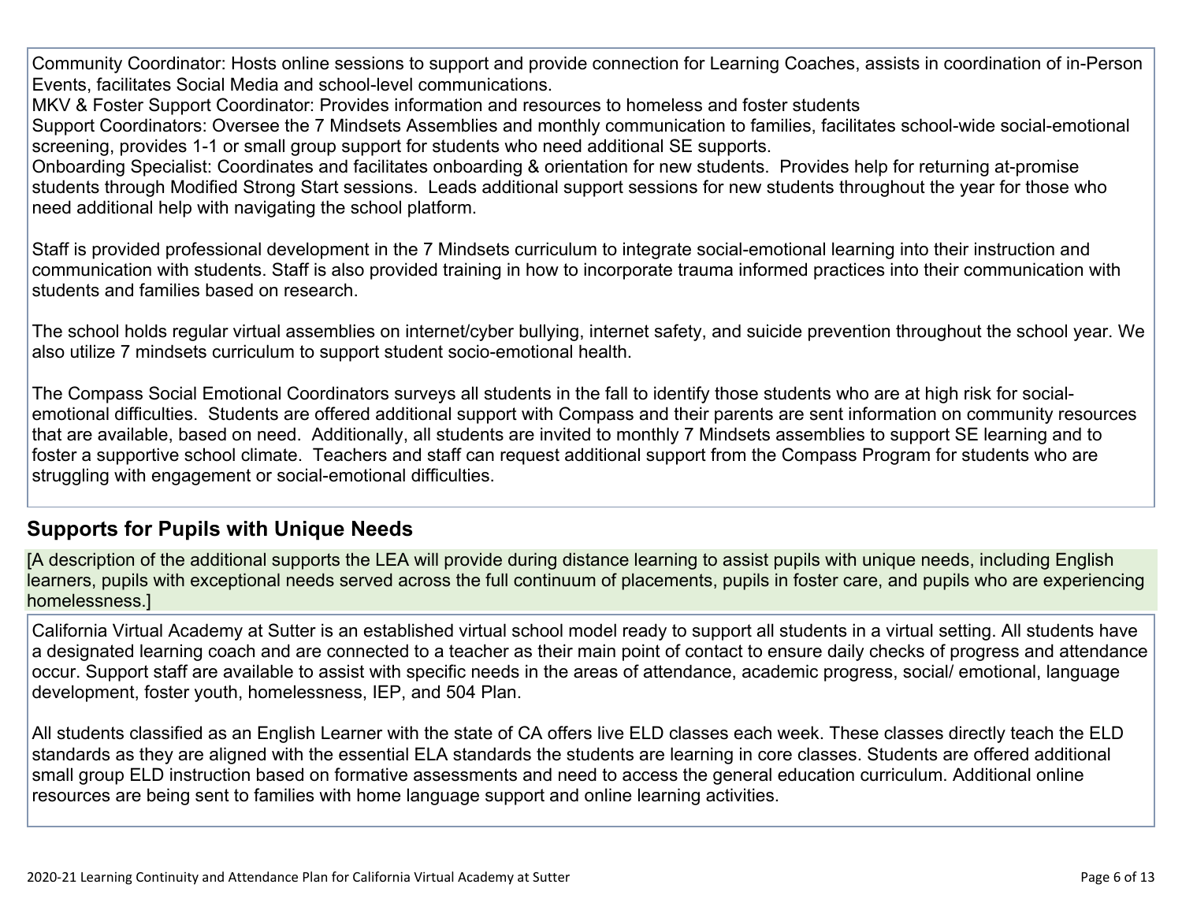Community Coordinator: Hosts online sessions to support and provide connection for Learning Coaches, assists in coordination of in-Person Events, facilitates Social Media and school-level communications.
MKV & Foster Support Coordinator: Provides information and resources to homeless and foster students
Support Coordinators: Oversee the 7 Mindsets Assemblies and monthly communication to families, facilitates school-wide social-emotional screening, provides 1-1 or small group support for students who need additional SE supports.
Onboarding Specialist: Coordinates and facilitates onboarding & orientation for new students. Provides help for returning at-promise students through Modified Strong Start sessions. Leads additional support sessions for new students throughout the year for those who need additional help with navigating the school platform.

Staff is provided professional development in the 7 Mindsets curriculum to integrate social-emotional learning into their instruction and communication with students. Staff is also provided training in how to incorporate trauma informed practices into their communication with students and families based on research.

The school holds regular virtual assemblies on internet/cyber bullying, internet safety, and suicide prevention throughout the school year. We also utilize 7 mindsets curriculum to support student socio-emotional health.

The Compass Social Emotional Coordinators surveys all students in the fall to identify those students who are at high risk for social-emotional difficulties. Students are offered additional support with Compass and their parents are sent information on community resources that are available, based on need. Additionally, all students are invited to monthly 7 Mindsets assemblies to support SE learning and to foster a supportive school climate. Teachers and staff can request additional support from the Compass Program for students who are struggling with engagement or social-emotional difficulties.

## Supports for Pupils with Unique Needs

[A description of the additional supports the LEA will provide during distance learning to assist pupils with unique needs, including English learners, pupils with exceptional needs served across the full continuum of placements, pupils in foster care, and pupils who are experiencing homelessness.]

California Virtual Academy at Sutter is an established virtual school model ready to support all students in a virtual setting. All students have a designated learning coach and are connected to a teacher as their main point of contact to ensure daily checks of progress and attendance occur. Support staff are available to assist with specific needs in the areas of attendance, academic progress, social/ emotional, language development, foster youth, homelessness, IEP, and 504 Plan.

All students classified as an English Learner with the state of CA offers live ELD classes each week. These classes directly teach the ELD standards as they are aligned with the essential ELA standards the students are learning in core classes. Students are offered additional small group ELD instruction based on formative assessments and need to access the general education curriculum. Additional online resources are being sent to families with home language support and online learning activities.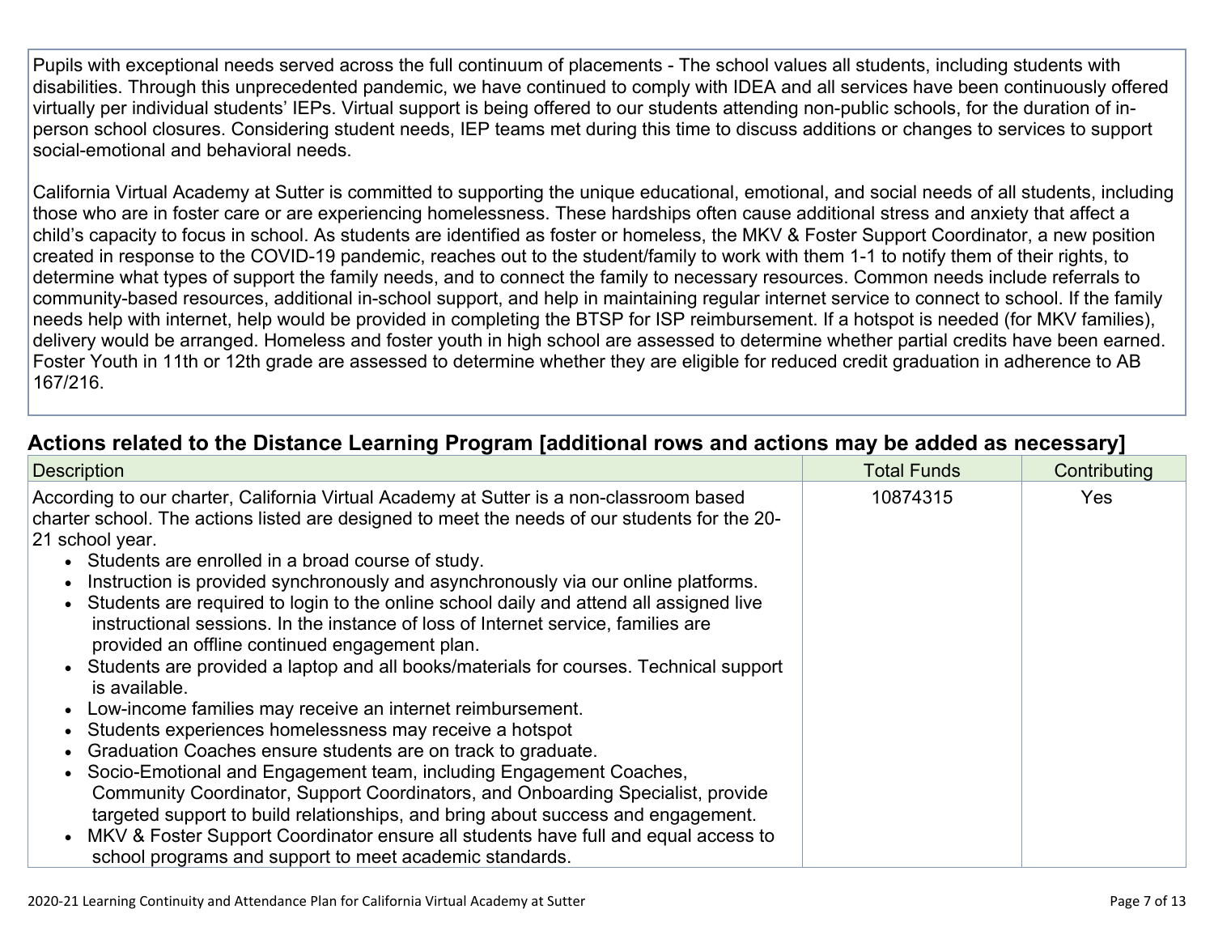Pupils with exceptional needs served across the full continuum of placements - The school values all students, including students with disabilities. Through this unprecedented pandemic, we have continued to comply with IDEA and all services have been continuously offered virtually per individual students' IEPs. Virtual support is being offered to our students attending non-public schools, for the duration of in-person school closures. Considering student needs, IEP teams met during this time to discuss additions or changes to services to support social-emotional and behavioral needs.

California Virtual Academy at Sutter is committed to supporting the unique educational, emotional, and social needs of all students, including those who are in foster care or are experiencing homelessness. These hardships often cause additional stress and anxiety that affect a child's capacity to focus in school. As students are identified as foster or homeless, the MKV & Foster Support Coordinator, a new position created in response to the COVID-19 pandemic, reaches out to the student/family to work with them 1-1 to notify them of their rights, to determine what types of support the family needs, and to connect the family to necessary resources. Common needs include referrals to community-based resources, additional in-school support, and help in maintaining regular internet service to connect to school. If the family needs help with internet, help would be provided in completing the BTSP for ISP reimbursement. If a hotspot is needed (for MKV families), delivery would be arranged. Homeless and foster youth in high school are assessed to determine whether partial credits have been earned. Foster Youth in 11th or 12th grade are assessed to determine whether they are eligible for reduced credit graduation in adherence to AB 167/216.

## Actions related to the Distance Learning Program [additional rows and actions may be added as necessary]

| Description | Total Funds | Contributing |
|---|---|---|
| According to our charter, California Virtual Academy at Sutter is a non-classroom based charter school. The actions listed are designed to meet the needs of our students for the 20-21 school year.<br>• Students are enrolled in a broad course of study.<br>• Instruction is provided synchronously and asynchronously via our online platforms.<br>• Students are required to login to the online school daily and attend all assigned live instructional sessions. In the instance of loss of Internet service, families are provided an offline continued engagement plan.<br>• Students are provided a laptop and all books/materials for courses. Technical support is available.<br>• Low-income families may receive an internet reimbursement.<br>• Students experiences homelessness may receive a hotspot<br>• Graduation Coaches ensure students are on track to graduate.<br>• Socio-Emotional and Engagement team, including Engagement Coaches, Community Coordinator, Support Coordinators, and Onboarding Specialist, provide targeted support to build relationships, and bring about success and engagement.<br>• MKV & Foster Support Coordinator ensure all students have full and equal access to school programs and support to meet academic standards. | 10874315 | Yes |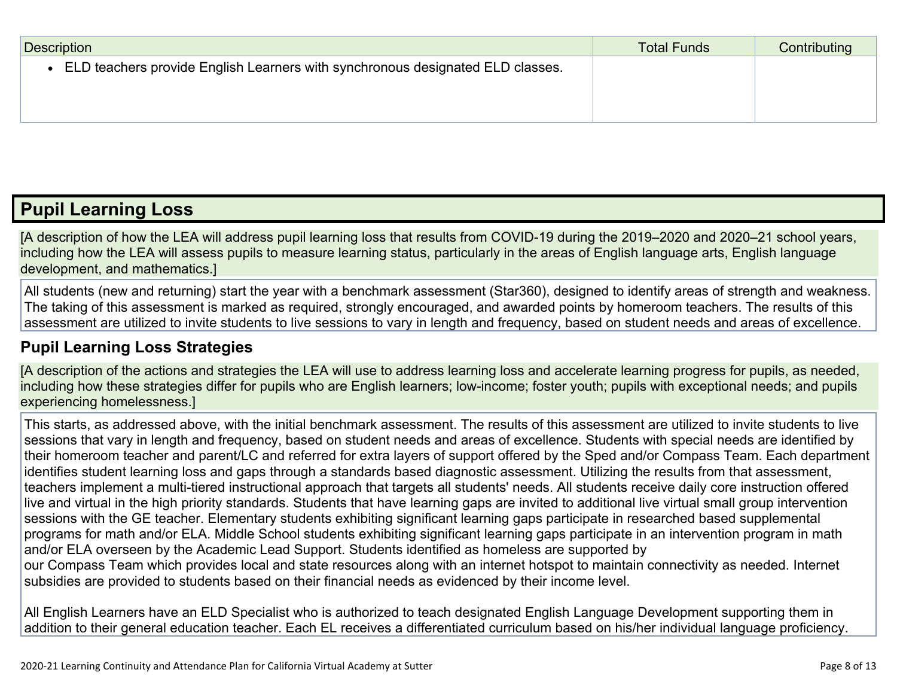| Description | Total Funds | Contributing |
|---|---|---|
| • ELD teachers provide English Learners with synchronous designated ELD classes. | | |

## Pupil Learning Loss

[A description of how the LEA will address pupil learning loss that results from COVID-19 during the 2019–2020 and 2020–21 school years, including how the LEA will assess pupils to measure learning status, particularly in the areas of English language arts, English language development, and mathematics.]

All students (new and returning) start the year with a benchmark assessment (Star360), designed to identify areas of strength and weakness. The taking of this assessment is marked as required, strongly encouraged, and awarded points by homeroom teachers. The results of this assessment are utilized to invite students to live sessions to vary in length and frequency, based on student needs and areas of excellence.

### Pupil Learning Loss Strategies

[A description of the actions and strategies the LEA will use to address learning loss and accelerate learning progress for pupils, as needed, including how these strategies differ for pupils who are English learners; low-income; foster youth; pupils with exceptional needs; and pupils experiencing homelessness.]

This starts, as addressed above, with the initial benchmark assessment. The results of this assessment are utilized to invite students to live sessions that vary in length and frequency, based on student needs and areas of excellence. Students with special needs are identified by their homeroom teacher and parent/LC and referred for extra layers of support offered by the Sped and/or Compass Team. Each department identifies student learning loss and gaps through a standards based diagnostic assessment. Utilizing the results from that assessment, teachers implement a multi-tiered instructional approach that targets all students' needs. All students receive daily core instruction offered live and virtual in the high priority standards. Students that have learning gaps are invited to additional live virtual small group intervention sessions with the GE teacher. Elementary students exhibiting significant learning gaps participate in researched based supplemental programs for math and/or ELA. Middle School students exhibiting significant learning gaps participate in an intervention program in math and/or ELA overseen by the Academic Lead Support. Students identified as homeless are supported by our Compass Team which provides local and state resources along with an internet hotspot to maintain connectivity as needed. Internet subsidies are provided to students based on their financial needs as evidenced by their income level.

All English Learners have an ELD Specialist who is authorized to teach designated English Language Development supporting them in addition to their general education teacher. Each EL receives a differentiated curriculum based on his/her individual language proficiency.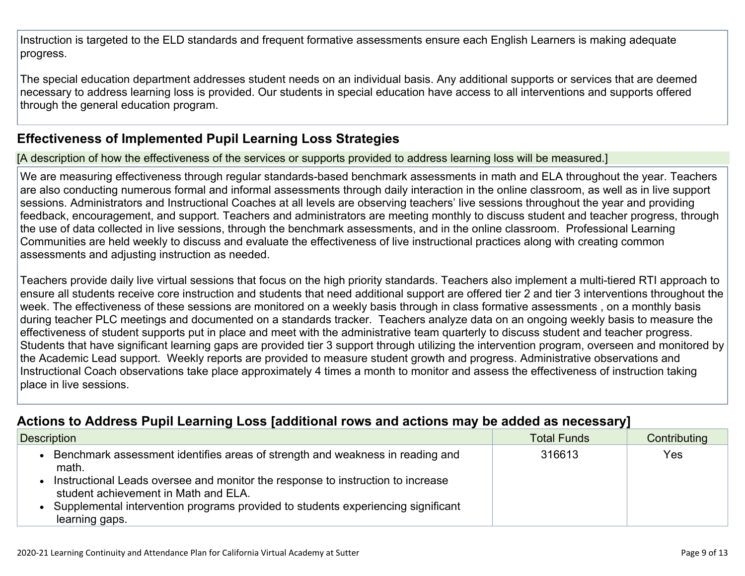Instruction is targeted to the ELD standards and frequent formative assessments ensure each English Learners is making adequate progress.

The special education department addresses student needs on an individual basis. Any additional supports or services that are deemed necessary to address learning loss is provided. Our students in special education have access to all interventions and supports offered through the general education program.

## Effectiveness of Implemented Pupil Learning Loss Strategies

[A description of how the effectiveness of the services or supports provided to address learning loss will be measured.]

We are measuring effectiveness through regular standards-based benchmark assessments in math and ELA throughout the year. Teachers are also conducting numerous formal and informal assessments through daily interaction in the online classroom, as well as in live support sessions. Administrators and Instructional Coaches at all levels are observing teachers' live sessions throughout the year and providing feedback, encouragement, and support. Teachers and administrators are meeting monthly to discuss student and teacher progress, through the use of data collected in live sessions, through the benchmark assessments, and in the online classroom. Professional Learning Communities are held weekly to discuss and evaluate the effectiveness of live instructional practices along with creating common assessments and adjusting instruction as needed.

Teachers provide daily live virtual sessions that focus on the high priority standards. Teachers also implement a multi-tiered RTI approach to ensure all students receive core instruction and students that need additional support are offered tier 2 and tier 3 interventions throughout the week. The effectiveness of these sessions are monitored on a weekly basis through in class formative assessments , on a monthly basis during teacher PLC meetings and documented on a standards tracker. Teachers analyze data on an ongoing weekly basis to measure the effectiveness of student supports put in place and meet with the administrative team quarterly to discuss student and teacher progress. Students that have significant learning gaps are provided tier 3 support through utilizing the intervention program, overseen and monitored by the Academic Lead support. Weekly reports are provided to measure student growth and progress. Administrative observations and Instructional Coach observations take place approximately 4 times a month to monitor and assess the effectiveness of instruction taking place in live sessions.

## Actions to Address Pupil Learning Loss [additional rows and actions may be added as necessary]

| Description | Total Funds | Contributing |
|---|---|---|
| • Benchmark assessment identifies areas of strength and weakness in reading and math.<br>• Instructional Leads oversee and monitor the response to instruction to increase student achievement in Math and ELA.<br>• Supplemental intervention programs provided to students experiencing significant learning gaps. | 316613 | Yes |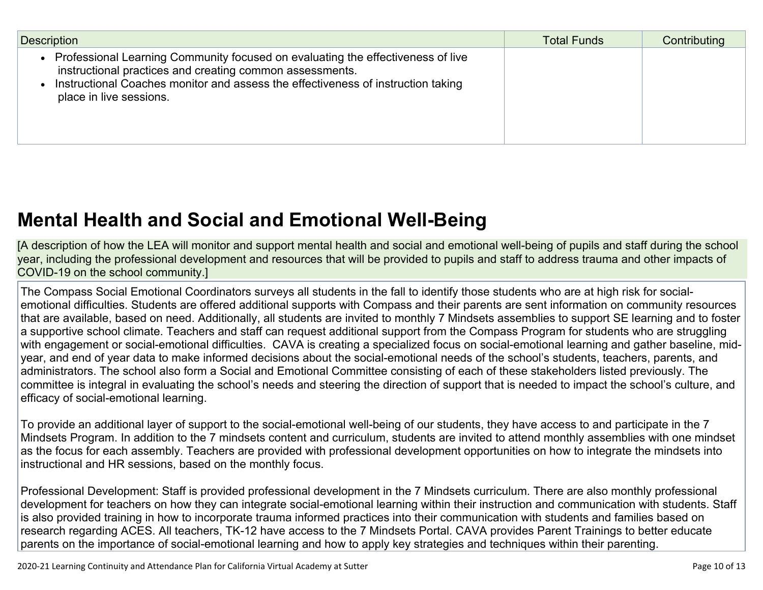| Description | Total Funds | Contributing |
| --- | --- | --- |
| • Professional Learning Community focused on evaluating the effectiveness of live instructional practices and creating common assessments.<br>• Instructional Coaches monitor and assess the effectiveness of instruction taking place in live sessions. | | |

## Mental Health and Social and Emotional Well-Being

[A description of how the LEA will monitor and support mental health and social and emotional well-being of pupils and staff during the school year, including the professional development and resources that will be provided to pupils and staff to address trauma and other impacts of COVID-19 on the school community.]

The Compass Social Emotional Coordinators surveys all students in the fall to identify those students who are at high risk for social-emotional difficulties. Students are offered additional supports with Compass and their parents are sent information on community resources that are available, based on need. Additionally, all students are invited to monthly 7 Mindsets assemblies to support SE learning and to foster a supportive school climate. Teachers and staff can request additional support from the Compass Program for students who are struggling with engagement or social-emotional difficulties.  CAVA is creating a specialized focus on social-emotional learning and gather baseline, mid-year, and end of year data to make informed decisions about the social-emotional needs of the school's students, teachers, parents, and administrators. The school also form a Social and Emotional Committee consisting of each of these stakeholders listed previously. The committee is integral in evaluating the school's needs and steering the direction of support that is needed to impact the school's culture, and efficacy of social-emotional learning.

To provide an additional layer of support to the social-emotional well-being of our students, they have access to and participate in the 7 Mindsets Program. In addition to the 7 mindsets content and curriculum, students are invited to attend monthly assemblies with one mindset as the focus for each assembly. Teachers are provided with professional development opportunities on how to integrate the mindsets into instructional and HR sessions, based on the monthly focus.

Professional Development: Staff is provided professional development in the 7 Mindsets curriculum. There are also monthly professional development for teachers on how they can integrate social-emotional learning within their instruction and communication with students. Staff is also provided training in how to incorporate trauma informed practices into their communication with students and families based on research regarding ACES. All teachers, TK-12 have access to the 7 Mindsets Portal. CAVA provides Parent Trainings to better educate parents on the importance of social-emotional learning and how to apply key strategies and techniques within their parenting.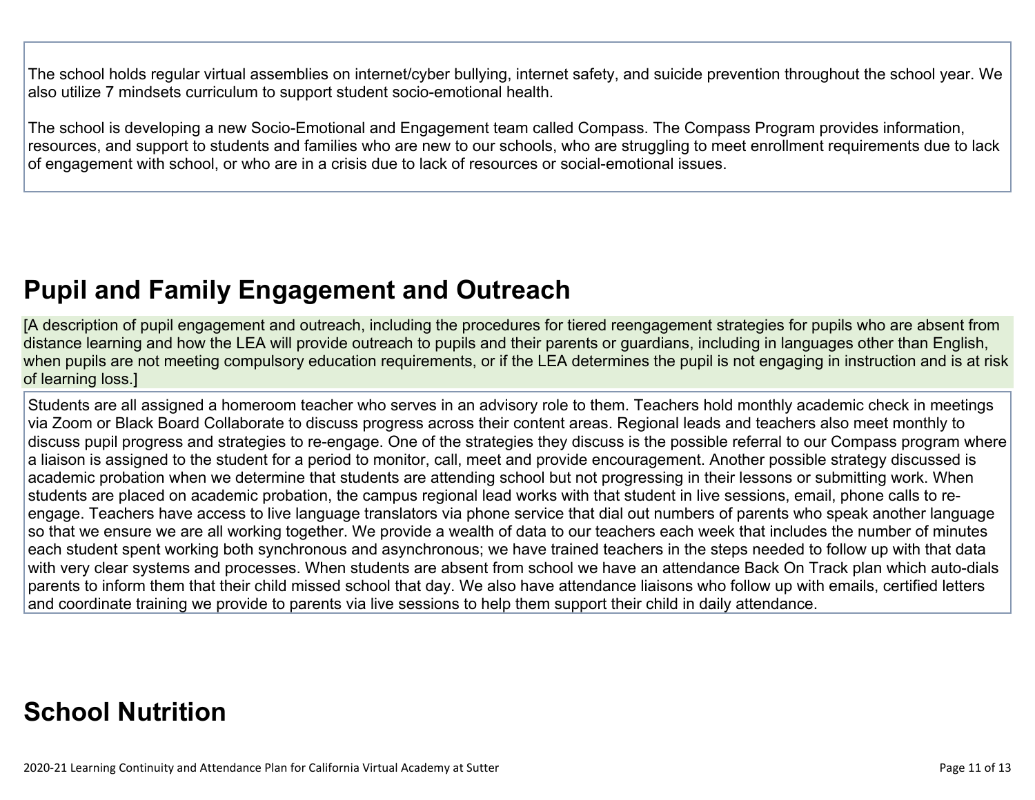The school holds regular virtual assemblies on internet/cyber bullying, internet safety, and suicide prevention throughout the school year. We also utilize 7 mindsets curriculum to support student socio-emotional health.

The school is developing a new Socio-Emotional and Engagement team called Compass. The Compass Program provides information, resources, and support to students and families who are new to our schools, who are struggling to meet enrollment requirements due to lack of engagement with school, or who are in a crisis due to lack of resources or social-emotional issues.

## Pupil and Family Engagement and Outreach

[A description of pupil engagement and outreach, including the procedures for tiered reengagement strategies for pupils who are absent from distance learning and how the LEA will provide outreach to pupils and their parents or guardians, including in languages other than English, when pupils are not meeting compulsory education requirements, or if the LEA determines the pupil is not engaging in instruction and is at risk of learning loss.]

Students are all assigned a homeroom teacher who serves in an advisory role to them. Teachers hold monthly academic check in meetings via Zoom or Black Board Collaborate to discuss progress across their content areas. Regional leads and teachers also meet monthly to discuss pupil progress and strategies to re-engage. One of the strategies they discuss is the possible referral to our Compass program where a liaison is assigned to the student for a period to monitor, call, meet and provide encouragement. Another possible strategy discussed is academic probation when we determine that students are attending school but not progressing in their lessons or submitting work. When students are placed on academic probation, the campus regional lead works with that student in live sessions, email, phone calls to re-engage. Teachers have access to live language translators via phone service that dial out numbers of parents who speak another language so that we ensure we are all working together. We provide a wealth of data to our teachers each week that includes the number of minutes each student spent working both synchronous and asynchronous; we have trained teachers in the steps needed to follow up with that data with very clear systems and processes. When students are absent from school we have an attendance Back On Track plan which auto-dials parents to inform them that their child missed school that day. We also have attendance liaisons who follow up with emails, certified letters and coordinate training we provide to parents via live sessions to help them support their child in daily attendance.

## School Nutrition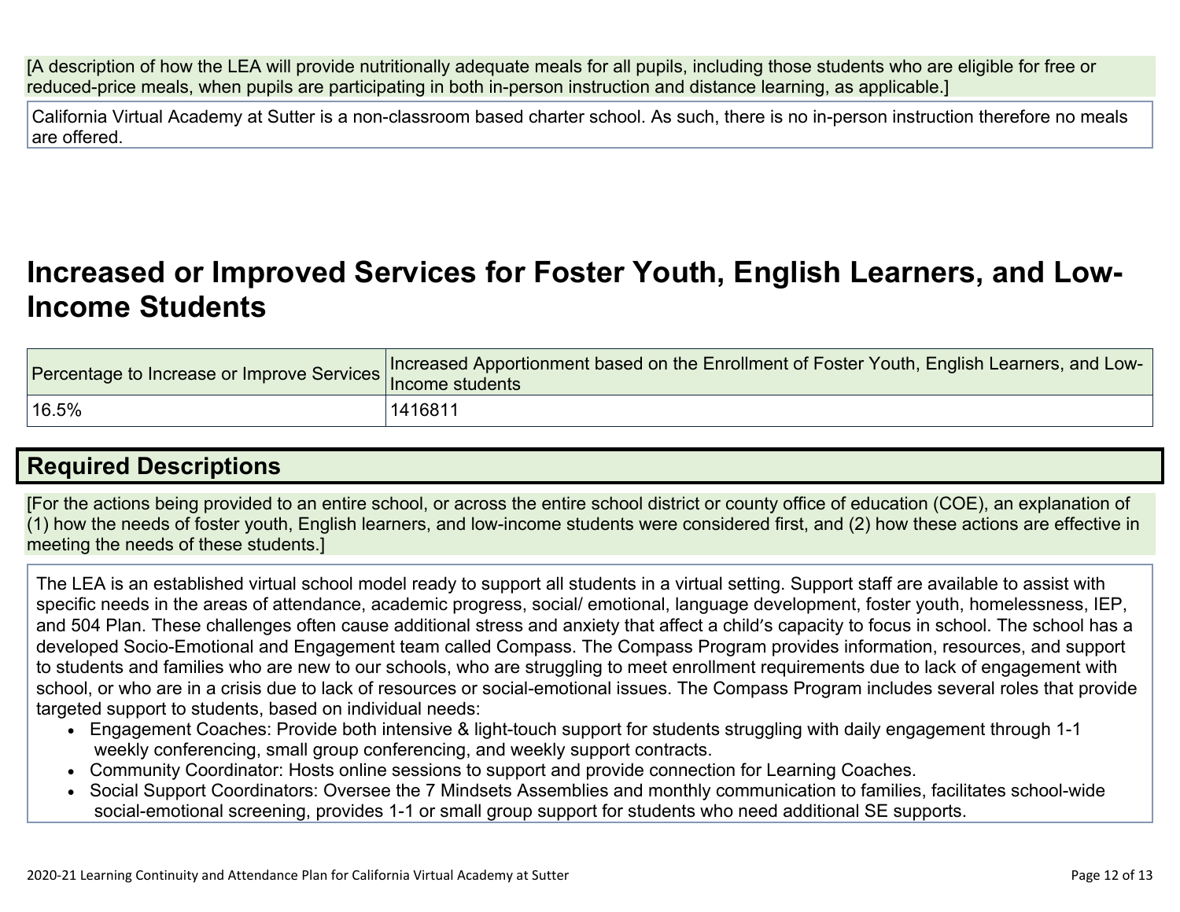[A description of how the LEA will provide nutritionally adequate meals for all pupils, including those students who are eligible for free or reduced-price meals, when pupils are participating in both in-person instruction and distance learning, as applicable.]

California Virtual Academy at Sutter is a non-classroom based charter school. As such, there is no in-person instruction therefore no meals are offered.

# Increased or Improved Services for Foster Youth, English Learners, and Low-Income Students

| Percentage to Increase or Improve Services | Increased Apportionment based on the Enrollment of Foster Youth, English Learners, and Low-Income students |
|---|---|
| 16.5% | 1416811 |

## Required Descriptions

[For the actions being provided to an entire school, or across the entire school district or county office of education (COE), an explanation of (1) how the needs of foster youth, English learners, and low-income students were considered first, and (2) how these actions are effective in meeting the needs of these students.]

The LEA is an established virtual school model ready to support all students in a virtual setting. Support staff are available to assist with specific needs in the areas of attendance, academic progress, social/ emotional, language development, foster youth, homelessness, IEP, and 504 Plan. These challenges often cause additional stress and anxiety that affect a child's capacity to focus in school. The school has a developed Socio-Emotional and Engagement team called Compass. The Compass Program provides information, resources, and support to students and families who are new to our schools, who are struggling to meet enrollment requirements due to lack of engagement with school, or who are in a crisis due to lack of resources or social-emotional issues. The Compass Program includes several roles that provide targeted support to students, based on individual needs:

- Engagement Coaches: Provide both intensive & light-touch support for students struggling with daily engagement through 1-1 weekly conferencing, small group conferencing, and weekly support contracts.
- Community Coordinator: Hosts online sessions to support and provide connection for Learning Coaches.
- Social Support Coordinators: Oversee the 7 Mindsets Assemblies and monthly communication to families, facilitates school-wide social-emotional screening, provides 1-1 or small group support for students who need additional SE supports.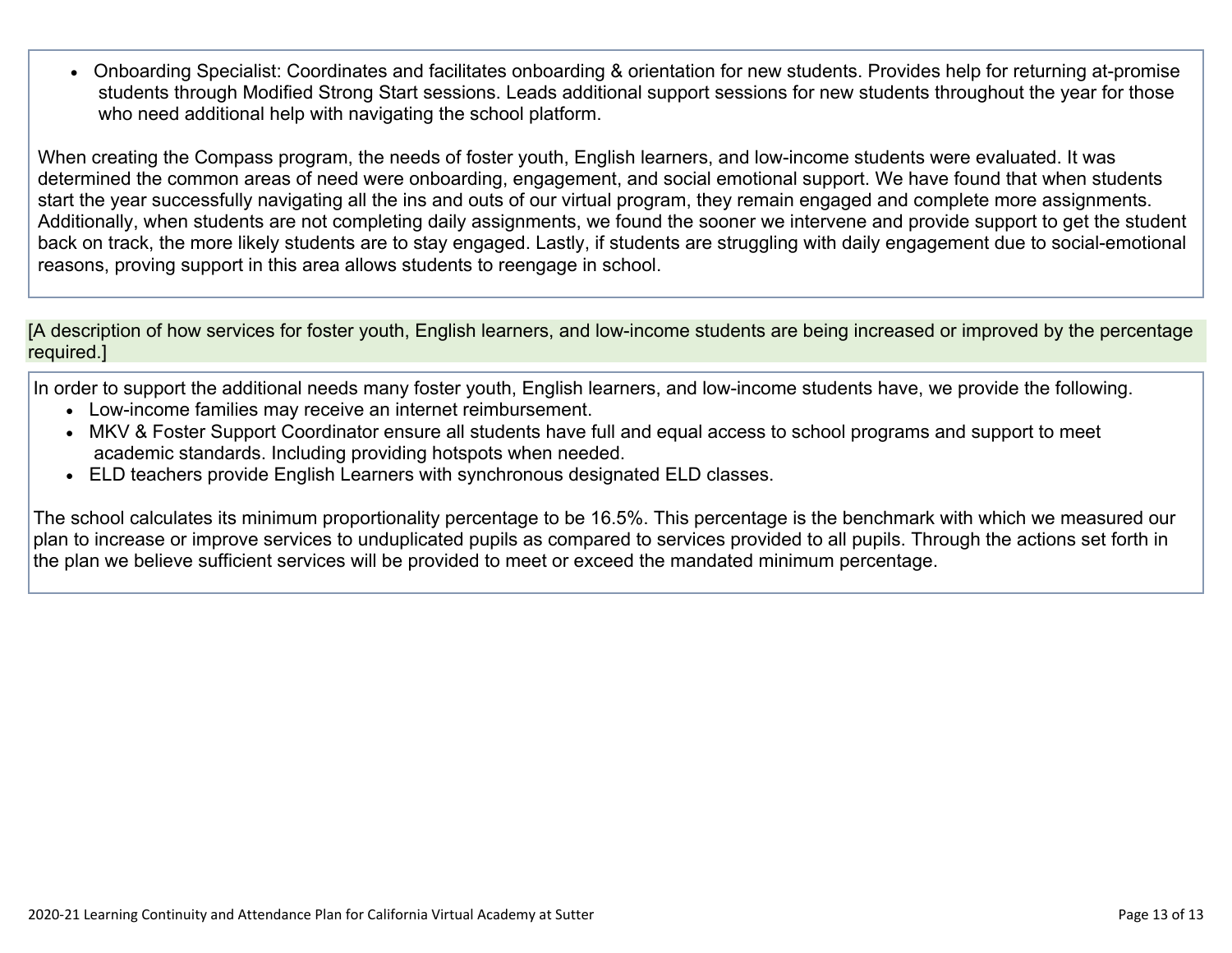- Onboarding Specialist: Coordinates and facilitates onboarding & orientation for new students. Provides help for returning at-promise students through Modified Strong Start sessions. Leads additional support sessions for new students throughout the year for those who need additional help with navigating the school platform.

When creating the Compass program, the needs of foster youth, English learners, and low-income students were evaluated. It was determined the common areas of need were onboarding, engagement, and social emotional support. We have found that when students start the year successfully navigating all the ins and outs of our virtual program, they remain engaged and complete more assignments. Additionally, when students are not completing daily assignments, we found the sooner we intervene and provide support to get the student back on track, the more likely students are to stay engaged. Lastly, if students are struggling with daily engagement due to social-emotional reasons, proving support in this area allows students to reengage in school.

[A description of how services for foster youth, English learners, and low-income students are being increased or improved by the percentage required.]

In order to support the additional needs many foster youth, English learners, and low-income students have, we provide the following.

- Low-income families may receive an internet reimbursement.
- MKV & Foster Support Coordinator ensure all students have full and equal access to school programs and support to meet academic standards. Including providing hotspots when needed.
- ELD teachers provide English Learners with synchronous designated ELD classes.

The school calculates its minimum proportionality percentage to be 16.5%. This percentage is the benchmark with which we measured our plan to increase or improve services to unduplicated pupils as compared to services provided to all pupils. Through the actions set forth in the plan we believe sufficient services will be provided to meet or exceed the mandated minimum percentage.